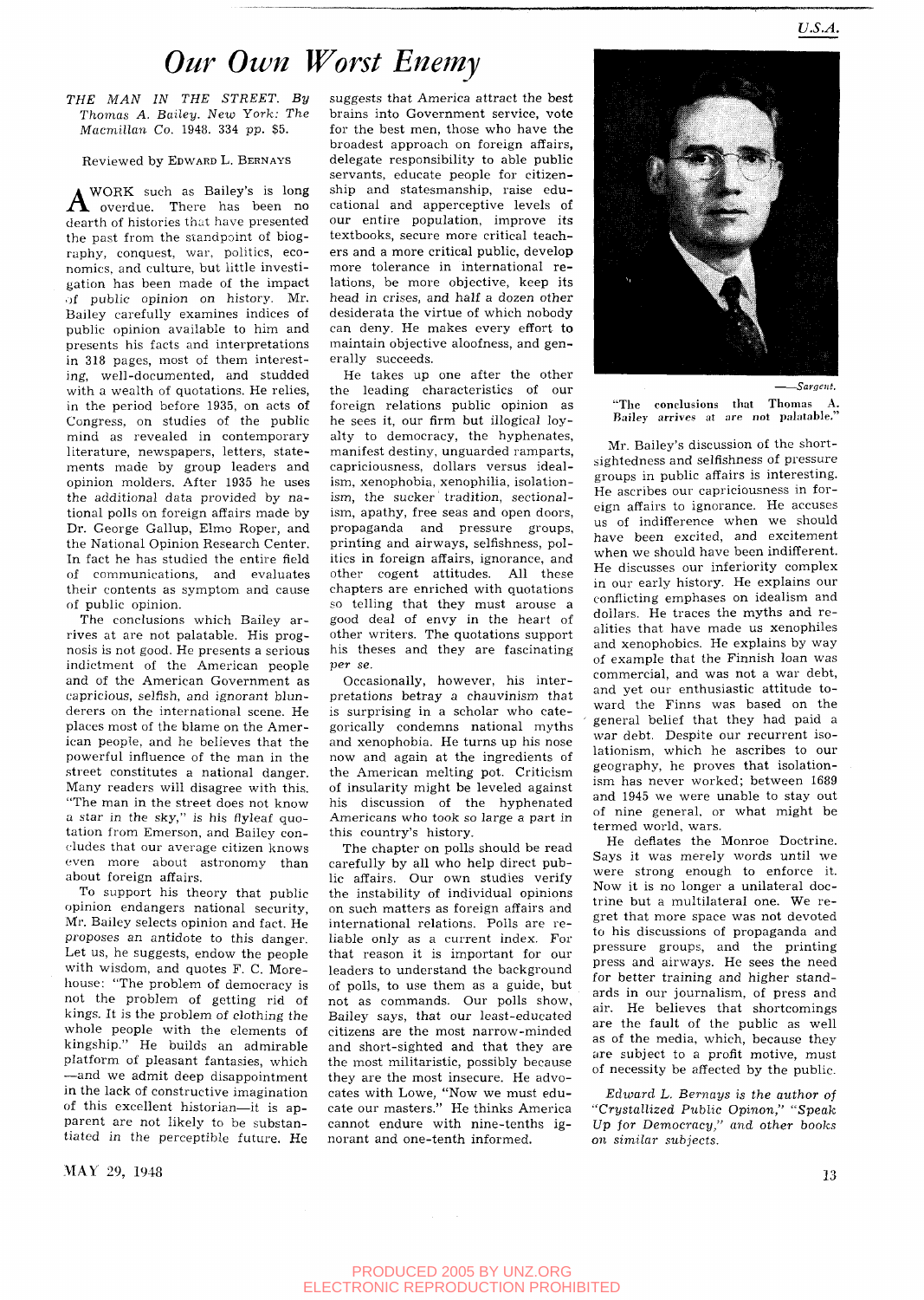# Our Own Worst Enemy

*THE MAN IN THE STREET. By Thomas A. Bailey. New York: The Macmillan Co. 1948. 334 pp. $5.*

Reviewed by EDWARD L. BERNAYS

A WORK such as Bailey's is long overdue. There has been no dearth of histories that have presented the past from the standpoint of biography, conquest, war, politics, economics, and culture, but little investigation has been made of the impact of public opinion on history. Mr. Bailey carefully examines indices of public opinion available to him and presents his facts and interpretations in 318 pages, most of them interesting, well-documented, and studded with a wealth of quotations. He relies, in the period before 1935, on acts of Congress, on studies of the public mind as revealed in contemporary literature, newspapers, letters, statements made by group leaders and opinion molders. After 1935 he uses the additional data provided by national polls on foreign affairs made by Dr. George Gallup, Elmo Roper, and the National Opinion Research Center. In fact he has studied the entire field of communications, and evaluates their contents as symptom and cause of public opinion.

The conclusions which Bailey arrives at are not palatable. His prognosis is not good. He presents a serious indictment of the American people and of the American Government as capricious, selfish, and ignorant blunderers on the international scene. He places most of the blame on the American people, and he believes that the powerful influence of the man in the street constitutes a national danger. Many readers will disagree with this. "The man in the street does not know a star in the sky," is his flyleaf quotation from Emerson, and Bailey concludes that our average citizen knows even more about astronomy than about foreign affairs.

To support his theory that public opinion endangers national security, Mr. Bailey selects opinion and fact. He *proposes* an antidote to this danger. Let us, he suggests, endow the people with wisdom, and quotes F. C. Morehouse: "The problem of democracy is not the problem of getting rid of kings. It is the problem of clothing the whole people with the elements of kingship." He builds an admirable platform of pleasant fantasies, which —and we admit deep disappointment in the lack of constructive imagination of this excellent historian—it is apparent are not likely to be substantiated in the perceptible future. He suggests that America attract the best brains into Government service, vote for the best men, those who have the broadest approach on foreign affairs, delegate responsibility to able public servants, educate people for citizenship and statesmanship, raise educational and apperceptive levels of our entire population, improve its textbooks, secure more critical teachers and a more critical public, develop more tolerance in international relations, be more objective, keep its head in crises, and half a dozen other desiderata the virtue of which nobody can deny. He makes every effort to maintain objective aloofness, and generally succeeds.

He takes up one after the other the leading characteristics of our foreign relations public opinion as he sees it, our firm but illogical loyalty to democracy, the hyphenates, manifest destiny, unguarded ramparts, capriciousness, dollars versus idealism, xenophobia, xenophilia, isolationism, the sucker tradition, sectionalism, apathy, free seas and open doors, propaganda and pressure groups, printing and airways, selfishness, politics in foreign affairs, ignorance, and other cogent attitudes. All these chapters are enriched with quotations so telling that they must arouse a good deal of envy in the heart of other writers. The quotations support his theses and they are fascinating *per se*.

Occasionally, however, his interpretations betray a chauvinism that is surprising in a scholar who categorically condemns national myths and xenophobia. He turns up his nose now and again at the ingredients of the American melting pot. Criticism of insularity might be leveled against his discussion of the hyphenated Americans who took so large a part in this country's history.

The chapter on polls should be read carefully by all who help direct public affairs. Our own studies verify the instability of individual opinions on such matters as foreign affairs and international relations. Polls are reliable only as a current index. For that reason it is important for our leaders to understand the background of polls, to use them as a guide, but not as commands. Our polls show, Bailey says, that our least-educated citizens are the most narrow-minded and short-sighted and that they are the most militaristic, possibly because they are the most insecure. He advocates with Lowe, "Now we must educate our masters." He thinks America cannot endure with nine-tenths ignorant and one-tenth informed.

—*Sargent.*

"The conclusions that Thomas A. Bailey arrives at are not palatable."

Mr. Bailey's discussion of the shortsightedness and selfishness of pressure groups in public affairs is interesting. He ascribes our capriciousness in foreign affairs to ignorance. He accuses us of indifference when we should have been excited, and excitement when we should have been indifferent. He discusses our inferiority complex in our early history. He explains our conflicting emphases on idealism and dollars. He traces the myths and realities that have made us xenophiles and xenophobes. He explains by way of example that the Finnish loan was commercial, and was not a war debt, and yet our enthusiastic attitude toward the Finns was based on the general belief that they had paid a war debt. Despite our recurrent isolationism, which he ascribes to our geography, he proves that isolationism has never worked; between 1689 and 1945 we were unable to stay out of nine general, or what might be termed world, wars.

He deflates the Monroe Doctrine. Says it was merely words until we were strong enough to enforce it. Now it is no longer a unilateral doctrine but a multilateral one. We regret that more space was not devoted to his discussions of propaganda and pressure groups, and the printing press and airways. He sees the need for better training and higher standards in our journalism, of press and air. He believes that shortcomings are the fault of the public as well as of the media, which, because they are subject to a profit motive, must of necessity be affected by the public.

*Edward L. Bernays is the author of "Crystallized Public Opinon," "Speak Up for Democracy," and other books on similar subjects.*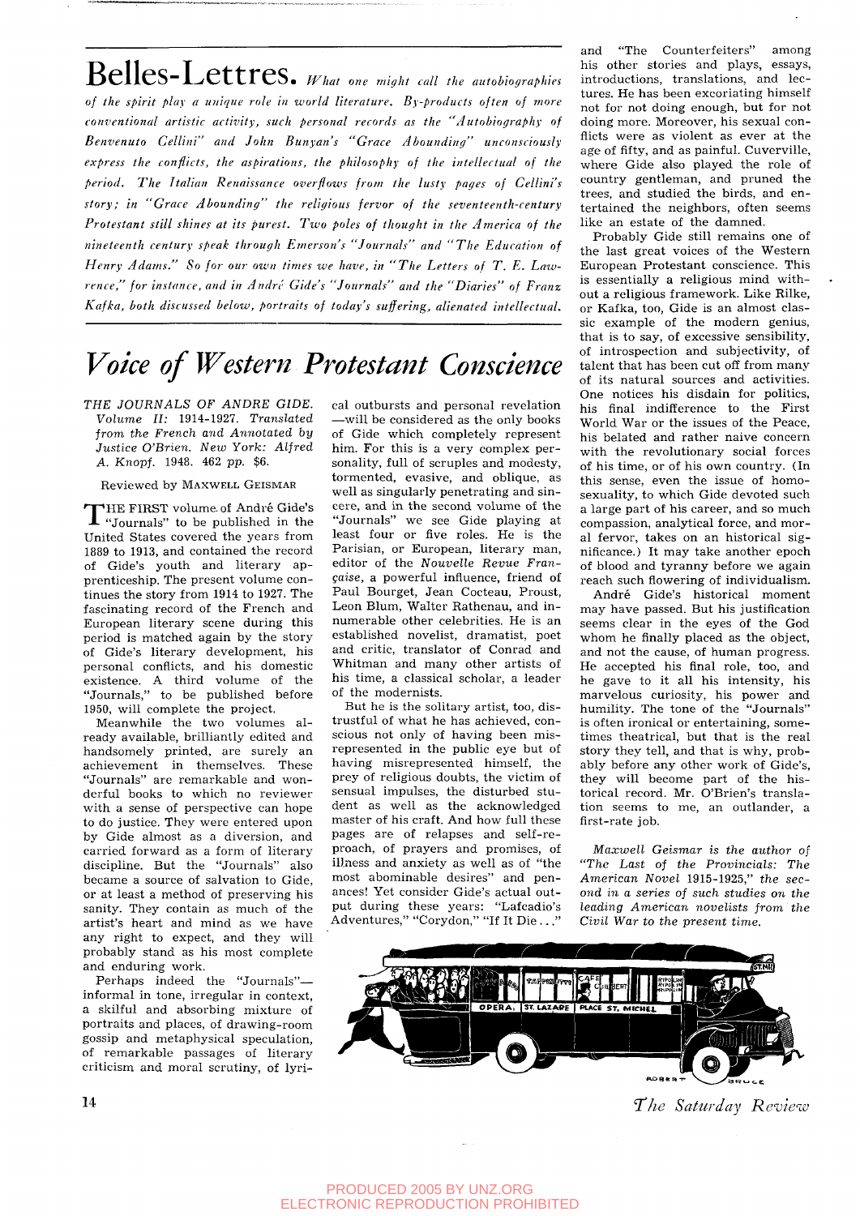# Belles-Lettres.

*What one might call the autobiographies of the spirit play a unique role in world literature. By-products often of more conventional artistic activity, such personal records as the "Autobiography of Benvenuto Cellini" and John Bunyan's "Grace Abounding" unconsciously express the conflicts, the aspirations, the philosophy of the intellectual of the period. The Italian Renaissance overflows from the lusty pages of Cellini's story; in "Grace Abounding" the religious fervor of the seventeenth-century Protestant still shines at its purest. Two poles of thought in the America of the nineteenth century speak through Emerson's "Journals" and "The Education of Henry Adams." So for our own times we have, in "The Letters of T. E. Lawrence," for instance, and in André Gide's "Journals" and the "Diaries" of Franz Kafka, both discussed below, portraits of today's suffering, alienated intellectual.*

## *Voice of Western Protestant Conscience*

THE JOURNALS OF ANDRE GIDE. *Volume II: 1914-1927. Translated from the French and Annotated by Justice O'Brien. New York: Alfred A. Knopf. 1948. 462 pp. $6.*

Reviewed by MAXWELL GEISMAR

THE FIRST volume of André Gide's "Journals" to be published in the United States covered the years from 1889 to 1913, and contained the record of Gide's youth and literary apprenticeship. The present volume continues the story from 1914 to 1927. The fascinating record of the French and European literary scene during this period is matched again by the story of Gide's literary development, his personal conflicts, and his domestic existence. A third volume of the "Journals," to be published before 1950, will complete the project.

Meanwhile the two volumes already available, brilliantly edited and handsomely printed, are surely an achievement in themselves. These "Journals" are remarkable and wonderful books to which no reviewer with a sense of perspective can hope to do justice. They were entered upon by Gide almost as a diversion, and carried forward as a form of literary discipline. But the "Journals" also became a source of salvation to Gide, or at least a method of preserving his sanity. They contain as much of the artist's heart and mind as we have any right to expect, and they will probably stand as his most complete and enduring work.

Perhaps indeed the "Journals"—informal in tone, irregular in context, a skilful and absorbing mixture of portraits and places, of drawing-room gossip and metaphysical speculation, of remarkable passages of literary criticism and moral scrutiny, of lyrical outbursts and personal revelation—will be considered as the only books of Gide which completely represent him. For this is a very complex personality, full of scruples and modesty, tormented, evasive, and oblique, as well as singularly penetrating and sincere, and in the second volume of the "Journals" we see Gide playing at least four or five roles. He is the Parisian, or European, literary man, editor of the *Nouvelle Revue Française*, a powerful influence, friend of Paul Bourget, Jean Cocteau, Proust, Leon Blum, Walter Rathenau, and innumerable other celebrities. He is an established novelist, dramatist, poet and critic, translator of Conrad and Whitman and many other artists of his time, a classical scholar, a leader of the modernists.

But he is the solitary artist, too, distrustful of what he has achieved, conscious not only of having been misrepresented in the public eye but of having misrepresented himself, the prey of religious doubts, the victim of sensual impulses, the disturbed student as well as the acknowledged master of his craft. And how full these pages are of relapses and self-reproach, of prayers and promises, of illness and anxiety as well as of "the most abominable desires" and penances! Yet consider Gide's actual output during these years: "Lafcadio's Adventures," "Corydon," "If It Die . . ." and "The Counterfeiters" among his other stories and plays, essays, introductions, translations, and lectures. He has been excoriating himself not for not doing enough, but for not doing more. Moreover, his sexual conflicts were as violent as ever at the age of fifty, and as painful. Cuverville, where Gide also played the role of country gentleman, and pruned the trees, and studied the birds, and entertained the neighbors, often seems like an estate of the damned.

Probably Gide still remains one of the last great voices of the Western European Protestant conscience. This is essentially a religious mind without a religious framework. Like Rilke, or Kafka, too, Gide is an almost classic example of the modern genius, that is to say, of excessive sensibility, of introspection and subjectivity, of talent that has been cut off from many of its natural sources and activities. One notices his disdain for politics, his final indifference to the First World War or the issues of the Peace, his belated and rather naive concern with the revolutionary social forces of his time, or of his own country. (In this sense, even the issue of homosexuality, to which Gide devoted such a large part of his career, and so much compassion, analytical force, and moral fervor, takes on an historical significance.) It may take another epoch of blood and tyranny before we again reach such flowering of individualism.

André Gide's historical moment may have passed. But his justification seems clear in the eyes of the God whom he finally placed as the object, and not the cause, of human progress. He accepted his final role, too, and he gave to it all his intensity, his marvelous curiosity, his power and humility. The tone of the "Journals" is often ironical or entertaining, sometimes theatrical, but that is the real story they tell, and that is why, probably before any other work of Gide's, they will become part of the historical record. Mr. O'Brien's translation seems to me, an outlander, a first-rate job.

*Maxwell Geismar is the author of "The Last of the Provincials: The American Novel 1915-1925," the second in a series of such studies on the leading American novelists from the Civil War to the present time.*